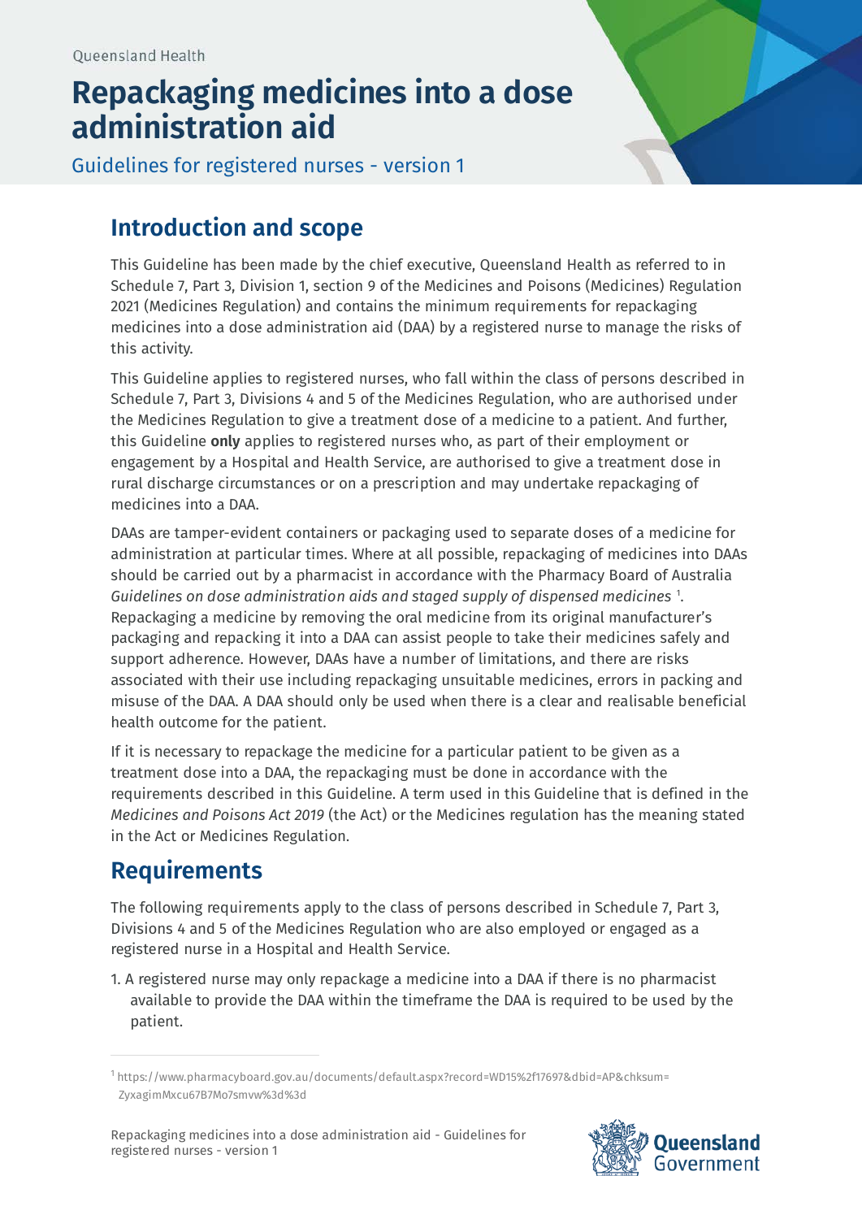Queensland Health

# Repackaging medicines into a dose administration aid

Guidelines for registered nurses - version 1

## Introduction and scope

This Guideline has been made by the chief executive, Queensland Health as referred to in Schedule 7, Part 3, Division 1, section 9 of the Medicines and Poisons (Medicines) Regulation 2021 (Medicines Regulation) and contains the minimum requirements for repackaging medicines into a dose administration aid (DAA) by a registered nurse to manage the risks of this activity.

This Guideline applies to registered nurses, who fall within the class of persons described in Schedule 7, Part 3, Divisions 4 and 5 of the Medicines Regulation, who are authorised under the Medicines Regulation to give a treatment dose of a medicine to a patient. And further, this Guideline **only** applies to registered nurses who, as part of their employment or engagement by a Hospital and Health Service, are authorised to give a treatment dose in rural discharge circumstances or on a prescription and may undertake repackaging of medicines into a DAA.

DAAs are tamper-evident containers or packaging used to separate doses of a medicine for administration at particular times. Where at all possible, repackaging of medicines into DAAs should be carried out by a pharmacist in accordance with the Pharmacy Board of Australia *Guidelines on dose administration aids and staged supply of dispensed medicines* [1]. Repackaging a medicine by removing the oral medicine from its original manufacturer's packaging and repacking it into a DAA can assist people to take their medicines safely and support adherence. However, DAAs have a number of limitations, and there are risks associated with their use including repackaging unsuitable medicines, errors in packing and misuse of the DAA. A DAA should only be used when there is a clear and realisable beneficial health outcome for the patient.

If it is necessary to repackage the medicine for a particular patient to be given as a treatment dose into a DAA, the repackaging must be done in accordance with the requirements described in this Guideline. A term used in this Guideline that is defined in the *Medicines and Poisons Act 2019* (the Act) or the Medicines regulation has the meaning stated in the Act or Medicines Regulation.

## Requirements

The following requirements apply to the class of persons described in Schedule 7, Part 3, Divisions 4 and 5 of the Medicines Regulation who are also employed or engaged as a registered nurse in a Hospital and Health Service.

1. A registered nurse may only repackage a medicine into a DAA if there is no pharmacist available to provide the DAA within the timeframe the DAA is required to be used by the patient.

---

[1] https://www.pharmacyboard.gov.au/documents/default.aspx?record=WD15%2f17697&dbid=AP&chksum=ZyxagimMxcu67B7Mo7smvw%3d%3d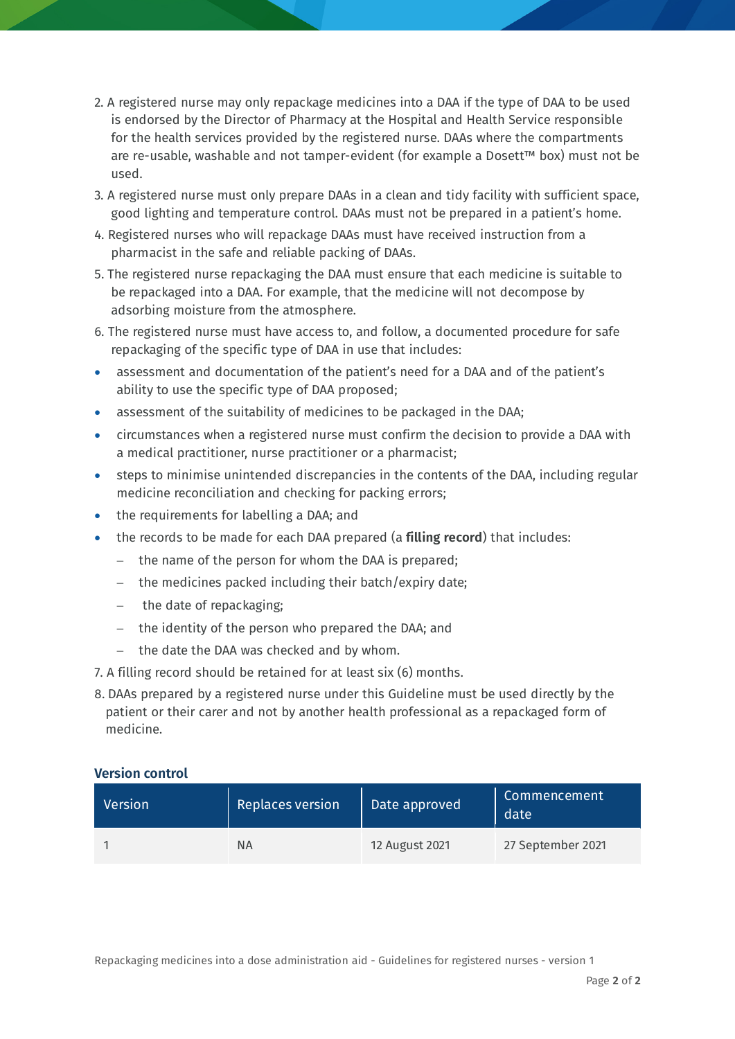2. A registered nurse may only repackage medicines into a DAA if the type of DAA to be used is endorsed by the Director of Pharmacy at the Hospital and Health Service responsible for the health services provided by the registered nurse. DAAs where the compartments are re-usable, washable and not tamper-evident (for example a Dosett™ box) must not be used.
3. A registered nurse must only prepare DAAs in a clean and tidy facility with sufficient space, good lighting and temperature control. DAAs must not be prepared in a patient's home.
4. Registered nurses who will repackage DAAs must have received instruction from a pharmacist in the safe and reliable packing of DAAs.
5. The registered nurse repackaging the DAA must ensure that each medicine is suitable to be repackaged into a DAA. For example, that the medicine will not decompose by adsorbing moisture from the atmosphere.
6. The registered nurse must have access to, and follow, a documented procedure for safe repackaging of the specific type of DAA in use that includes:

- assessment and documentation of the patient's need for a DAA and of the patient's ability to use the specific type of DAA proposed;
- assessment of the suitability of medicines to be packaged in the DAA;
- circumstances when a registered nurse must confirm the decision to provide a DAA with a medical practitioner, nurse practitioner or a pharmacist;
- steps to minimise unintended discrepancies in the contents of the DAA, including regular medicine reconciliation and checking for packing errors;
- the requirements for labelling a DAA; and
- the records to be made for each DAA prepared (a **filling record**) that includes:
  - the name of the person for whom the DAA is prepared;
  - the medicines packed including their batch/expiry date;
  - the date of repackaging;
  - the identity of the person who prepared the DAA; and
  - the date the DAA was checked and by whom.

7. A filling record should be retained for at least six (6) months.
8. DAAs prepared by a registered nurse under this Guideline must be used directly by the patient or their carer and not by another health professional as a repackaged form of medicine.

### Version control

| Version | Replaces version | Date approved | Commencement date |
|---|---|---|---|
| 1 | NA | 12 August 2021 | 27 September 2021 |